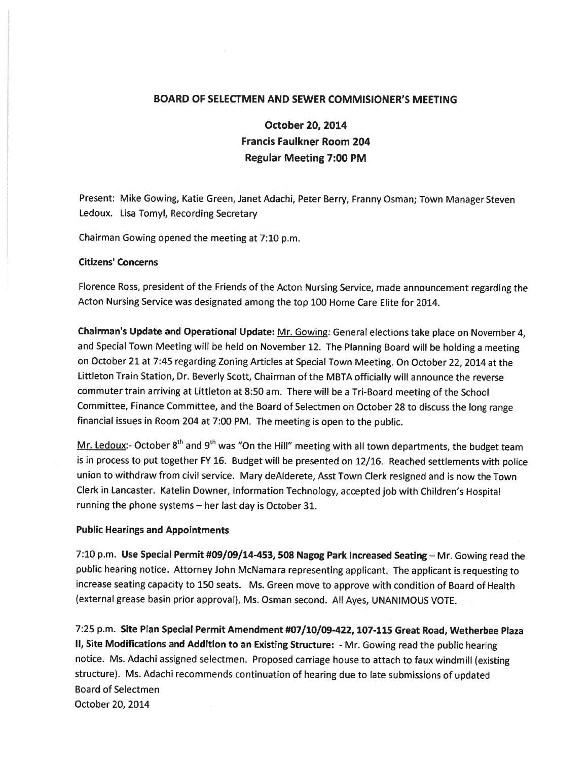# BOARD OF SELECTMEN AND SEWER COMMISIONER'S MEETING

## October 20, 2014
## Francis Faulkner Room 204
## Regular Meeting 7:00 PM

Present: Mike Gowing, Katie Green, Janet Adachi, Peter Berry, Franny Osman; Town Manager Steven Ledoux. Lisa Tomyl, Recording Secretary

Chairman Gowing opened the meeting at 7:10 p.m.

**Citizens' Concerns**

Florence Ross, president of the Friends of the Acton Nursing Service, made announcement regarding the Acton Nursing Service was designated among the top 100 Home Care Elite for 2014.

**Chairman's Update and Operational Update:** Mr. Gowing: General elections take place on November 4, and Special Town Meeting will be held on November 12. The Planning Board will be holding a meeting on October 21 at 7:45 regarding Zoning Articles at Special Town Meeting. On October 22, 2014 at the Littleton Train Station, Dr. Beverly Scott, Chairman of the MBTA officially will announce the reverse commuter train arriving at Littleton at 8:50 am. There will be a Tri-Board meeting of the School Committee, Finance Committee, and the Board of Selectmen on October 28 to discuss the long range financial issues in Room 204 at 7:00 PM. The meeting is open to the public.

Mr. Ledoux:- October 8th and 9th was "On the Hill" meeting with all town departments, the budget team is in process to put together FY 16. Budget will be presented on 12/16. Reached settlements with police union to withdraw from civil service. Mary deAlderete, Asst Town Clerk resigned and is now the Town Clerk in Lancaster. Katelin Downer, Information Technology, accepted job with Children's Hospital running the phone systems – her last day is October 31.

**Public Hearings and Appointments**

7:10 p.m. **Use Special Permit #09/09/14-453, 508 Nagog Park Increased Seating** – Mr. Gowing read the public hearing notice. Attorney John McNamara representing applicant. The applicant is requesting to increase seating capacity to 150 seats. Ms. Green move to approve with condition of Board of Health (external grease basin prior approval), Ms. Osman second. All Ayes, UNANIMOUS VOTE.

7:25 p.m. **Site Plan Special Permit Amendment #07/10/09-422, 107-115 Great Road, Wetherbee Plaza II, Site Modifications and Addition to an Existing Structure:** - Mr. Gowing read the public hearing notice. Ms. Adachi assigned selectmen. Proposed carriage house to attach to faux windmill (existing structure). Ms. Adachi recommends continuation of hearing due to late submissions of updated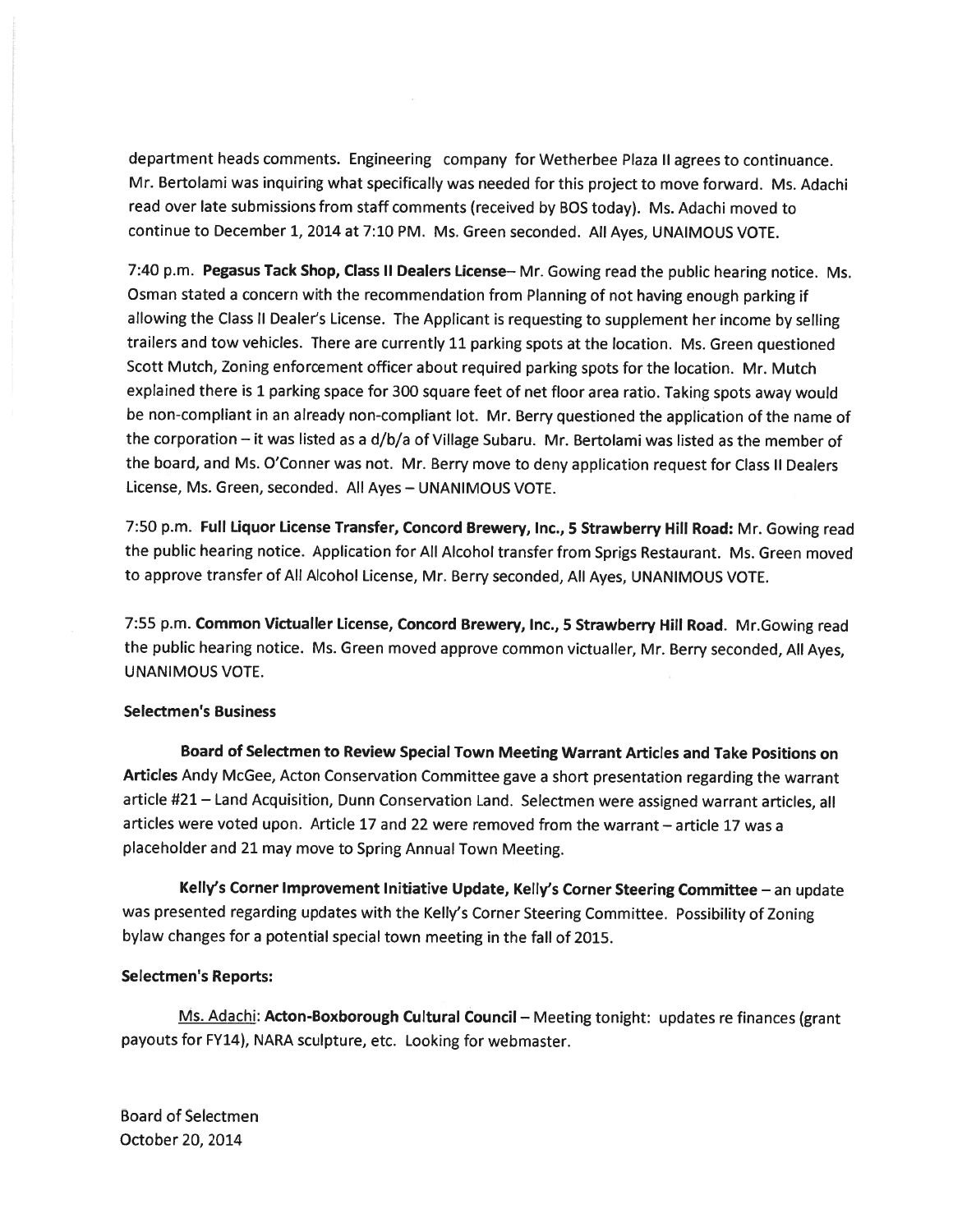department heads comments. Engineering company for Wetherbee Plaza II agrees to continuance. Mr. Bertolami was inquiring what specifically was needed for this project to move forward. Ms. Adachi read over late submissions from staff comments (received by BOS today). Ms. Adachi moved to continue to December 1, 2014 at 7:10 PM. Ms. Green seconded. All Ayes, UNAIMOUS VOTE.

7:40 p.m. **Pegasus Tack Shop, Class II Dealers License**– Mr. Gowing read the public hearing notice. Ms. Osman stated a concern with the recommendation from Planning of not having enough parking if allowing the Class II Dealer's License. The Applicant is requesting to supplement her income by selling trailers and tow vehicles. There are currently 11 parking spots at the location. Ms. Green questioned Scott Mutch, Zoning enforcement officer about required parking spots for the location. Mr. Mutch explained there is 1 parking space for 300 square feet of net floor area ratio. Taking spots away would be non-compliant in an already non-compliant lot. Mr. Berry questioned the application of the name of the corporation – it was listed as a d/b/a of Village Subaru. Mr. Bertolami was listed as the member of the board, and Ms. O'Conner was not. Mr. Berry move to deny application request for Class II Dealers License, Ms. Green, seconded. All Ayes – UNANIMOUS VOTE.

7:50 p.m. **Full Liquor License Transfer, Concord Brewery, Inc., 5 Strawberry Hill Road:** Mr. Gowing read the public hearing notice. Application for All Alcohol transfer from Sprigs Restaurant. Ms. Green moved to approve transfer of All Alcohol License, Mr. Berry seconded, All Ayes, UNANIMOUS VOTE.

7:55 p.m. **Common Victualler License, Concord Brewery, Inc., 5 Strawberry Hill Road**. Mr.Gowing read the public hearing notice. Ms. Green moved approve common victualler, Mr. Berry seconded, All Ayes, UNANIMOUS VOTE.

**Selectmen's Business**

**Board of Selectmen to Review Special Town Meeting Warrant Articles and Take Positions on Articles** Andy McGee, Acton Conservation Committee gave a short presentation regarding the warrant article #21 – Land Acquisition, Dunn Conservation Land. Selectmen were assigned warrant articles, all articles were voted upon. Article 17 and 22 were removed from the warrant – article 17 was a placeholder and 21 may move to Spring Annual Town Meeting.

**Kelly's Corner Improvement Initiative Update, Kelly's Corner Steering Committee** – an update was presented regarding updates with the Kelly's Corner Steering Committee. Possibility of Zoning bylaw changes for a potential special town meeting in the fall of 2015.

**Selectmen's Reports:**

Ms. Adachi: **Acton-Boxborough Cultural Council** – Meeting tonight: updates re finances (grant payouts for FY14), NARA sculpture, etc. Looking for webmaster.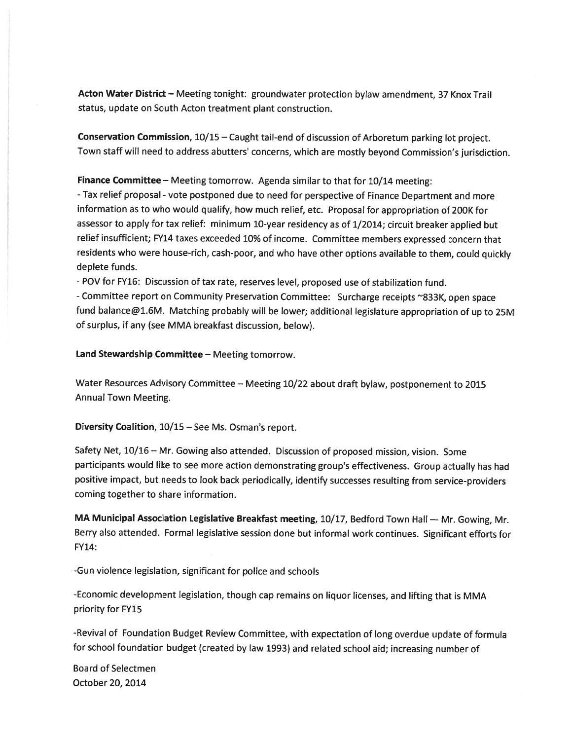**Acton Water District** – Meeting tonight: groundwater protection bylaw amendment, 37 Knox Trail status, update on South Acton treatment plant construction.

**Conservation Commission**, 10/15 – Caught tail-end of discussion of Arboretum parking lot project. Town staff will need to address abutters' concerns, which are mostly beyond Commission's jurisdiction.

**Finance Committee** – Meeting tomorrow. Agenda similar to that for 10/14 meeting:

- Tax relief proposal - vote postponed due to need for perspective of Finance Department and more information as to who would qualify, how much relief, etc. Proposal for appropriation of 200K for assessor to apply for tax relief: minimum 10-year residency as of 1/2014; circuit breaker applied but relief insufficient; FY14 taxes exceeded 10% of income. Committee members expressed concern that residents who were house-rich, cash-poor, and who have other options available to them, could quickly deplete funds.
- POV for FY16: Discussion of tax rate, reserves level, proposed use of stabilization fund.
- Committee report on Community Preservation Committee: Surcharge receipts ~833K, open space fund balance@1.6M. Matching probably will be lower; additional legislature appropriation of up to 25M of surplus, if any (see MMA breakfast discussion, below).

**Land Stewardship Committee** – Meeting tomorrow.

Water Resources Advisory Committee – Meeting 10/22 about draft bylaw, postponement to 2015 Annual Town Meeting.

**Diversity Coalition**, 10/15 – See Ms. Osman's report.

Safety Net, 10/16 – Mr. Gowing also attended. Discussion of proposed mission, vision. Some participants would like to see more action demonstrating group's effectiveness. Group actually has had positive impact, but needs to look back periodically, identify successes resulting from service-providers coming together to share information.

**MA Municipal Association Legislative Breakfast meeting**, 10/17, Bedford Town Hall — Mr. Gowing, Mr. Berry also attended. Formal legislative session done but informal work continues. Significant efforts for FY14:

-Gun violence legislation, significant for police and schools

-Economic development legislation, though cap remains on liquor licenses, and lifting that is MMA priority for FY15

-Revival of Foundation Budget Review Committee, with expectation of long overdue update of formula for school foundation budget (created by law 1993) and related school aid; increasing number of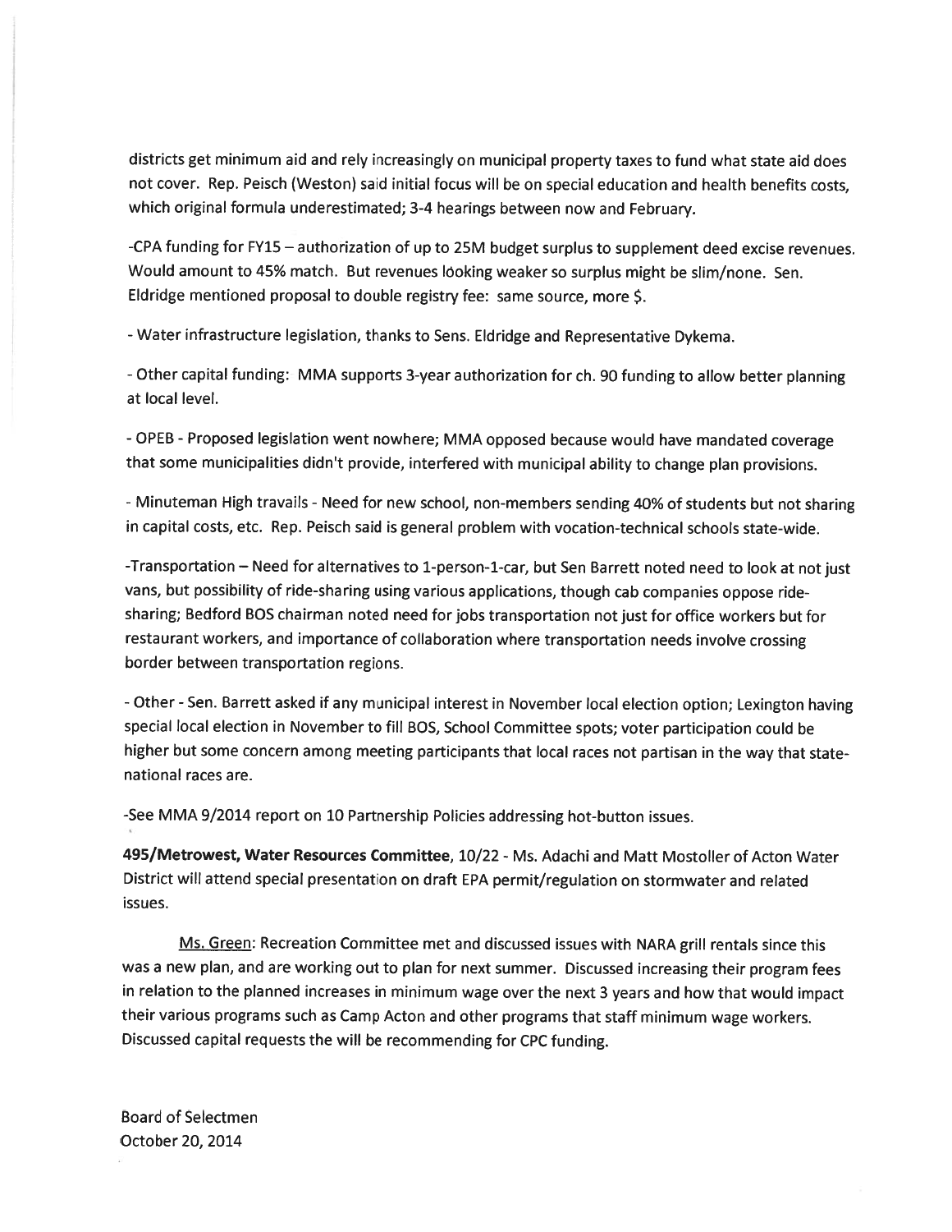districts get minimum aid and rely increasingly on municipal property taxes to fund what state aid does not cover. Rep. Peisch (Weston) said initial focus will be on special education and health benefits costs, which original formula underestimated; 3-4 hearings between now and February.

-CPA funding for FY15 – authorization of up to 25M budget surplus to supplement deed excise revenues. Would amount to 45% match. But revenues looking weaker so surplus might be slim/none. Sen. Eldridge mentioned proposal to double registry fee: same source, more $.

- Water infrastructure legislation, thanks to Sens. Eldridge and Representative Dykema.

- Other capital funding: MMA supports 3-year authorization for ch. 90 funding to allow better planning at local level.

- OPEB - Proposed legislation went nowhere; MMA opposed because would have mandated coverage that some municipalities didn't provide, interfered with municipal ability to change plan provisions.

- Minuteman High travails - Need for new school, non-members sending 40% of students but not sharing in capital costs, etc. Rep. Peisch said is general problem with vocation-technical schools state-wide.

-Transportation – Need for alternatives to 1-person-1-car, but Sen Barrett noted need to look at not just vans, but possibility of ride-sharing using various applications, though cab companies oppose ride-sharing; Bedford BOS chairman noted need for jobs transportation not just for office workers but for restaurant workers, and importance of collaboration where transportation needs involve crossing border between transportation regions.

- Other - Sen. Barrett asked if any municipal interest in November local election option; Lexington having special local election in November to fill BOS, School Committee spots; voter participation could be higher but some concern among meeting participants that local races not partisan in the way that state-national races are.

-See MMA 9/2014 report on 10 Partnership Policies addressing hot-button issues.

**495/Metrowest, Water Resources Committee**, 10/22 - Ms. Adachi and Matt Mostoller of Acton Water District will attend special presentation on draft EPA permit/regulation on stormwater and related issues.

Ms. Green: Recreation Committee met and discussed issues with NARA grill rentals since this was a new plan, and are working out to plan for next summer. Discussed increasing their program fees in relation to the planned increases in minimum wage over the next 3 years and how that would impact their various programs such as Camp Acton and other programs that staff minimum wage workers. Discussed capital requests the will be recommending for CPC funding.

Board of Selectmen
October 20, 2014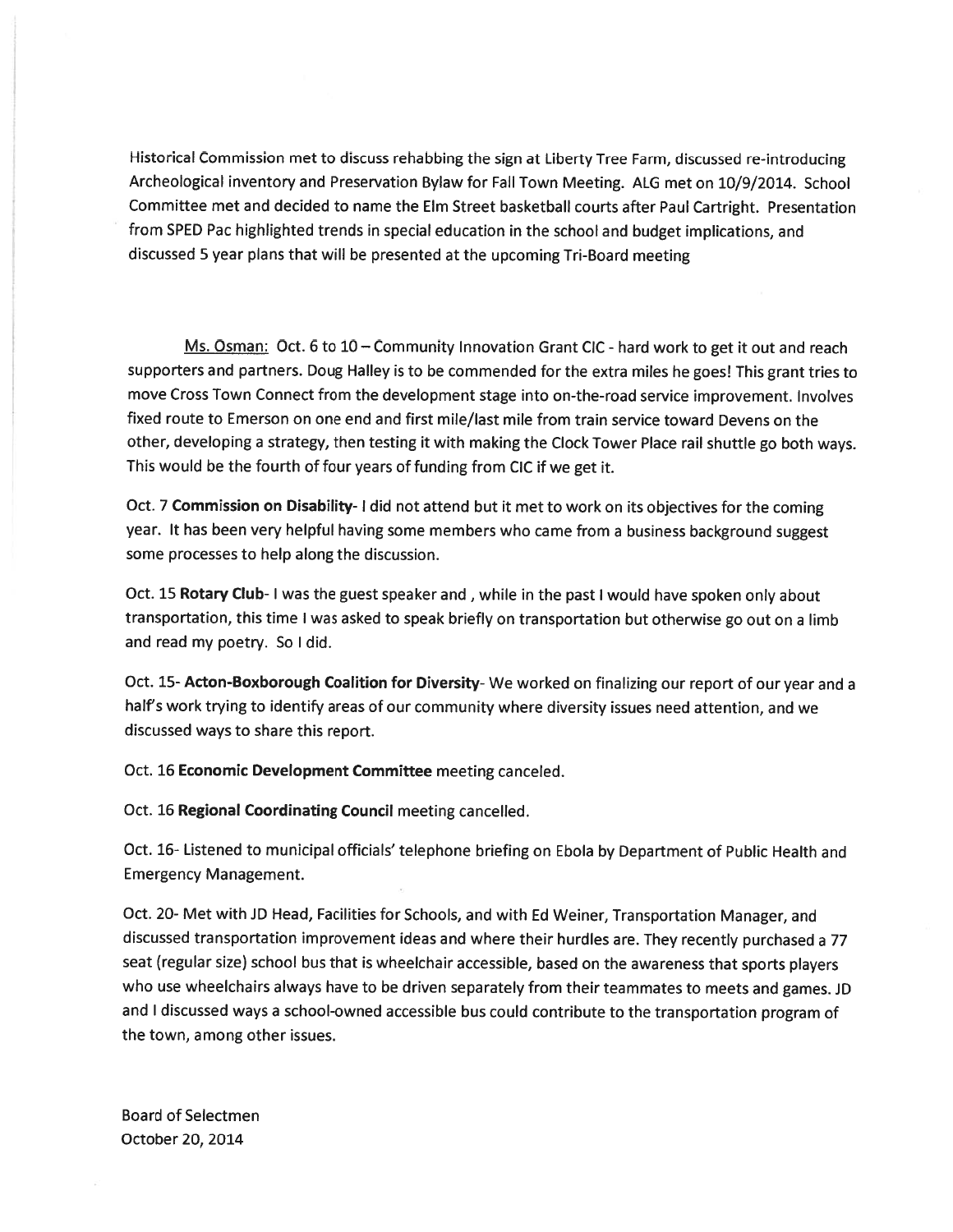Historical Commission met to discuss rehabbing the sign at Liberty Tree Farm, discussed re-introducing Archeological inventory and Preservation Bylaw for Fall Town Meeting. ALG met on 10/9/2014. School Committee met and decided to name the Elm Street basketball courts after Paul Cartright. Presentation from SPED Pac highlighted trends in special education in the school and budget implications, and discussed 5 year plans that will be presented at the upcoming Tri-Board meeting

Ms. Osman: Oct. 6 to 10 – Community Innovation Grant CIC - hard work to get it out and reach supporters and partners. Doug Halley is to be commended for the extra miles he goes! This grant tries to move Cross Town Connect from the development stage into on-the-road service improvement. Involves fixed route to Emerson on one end and first mile/last mile from train service toward Devens on the other, developing a strategy, then testing it with making the Clock Tower Place rail shuttle go both ways. This would be the fourth of four years of funding from CIC if we get it.

Oct. 7 **Commission on Disability**- I did not attend but it met to work on its objectives for the coming year. It has been very helpful having some members who came from a business background suggest some processes to help along the discussion.

Oct. 15 **Rotary Club**- I was the guest speaker and , while in the past I would have spoken only about transportation, this time I was asked to speak briefly on transportation but otherwise go out on a limb and read my poetry. So I did.

Oct. 15- **Acton-Boxborough Coalition for Diversity**- We worked on finalizing our report of our year and a half's work trying to identify areas of our community where diversity issues need attention, and we discussed ways to share this report.

Oct. 16 **Economic Development Committee** meeting canceled.

Oct. 16 **Regional Coordinating Council** meeting cancelled.

Oct. 16- Listened to municipal officials' telephone briefing on Ebola by Department of Public Health and Emergency Management.

Oct. 20- Met with JD Head, Facilities for Schools, and with Ed Weiner, Transportation Manager, and discussed transportation improvement ideas and where their hurdles are. They recently purchased a 77 seat (regular size) school bus that is wheelchair accessible, based on the awareness that sports players who use wheelchairs always have to be driven separately from their teammates to meets and games. JD and I discussed ways a school-owned accessible bus could contribute to the transportation program of the town, among other issues.

Board of Selectmen
October 20, 2014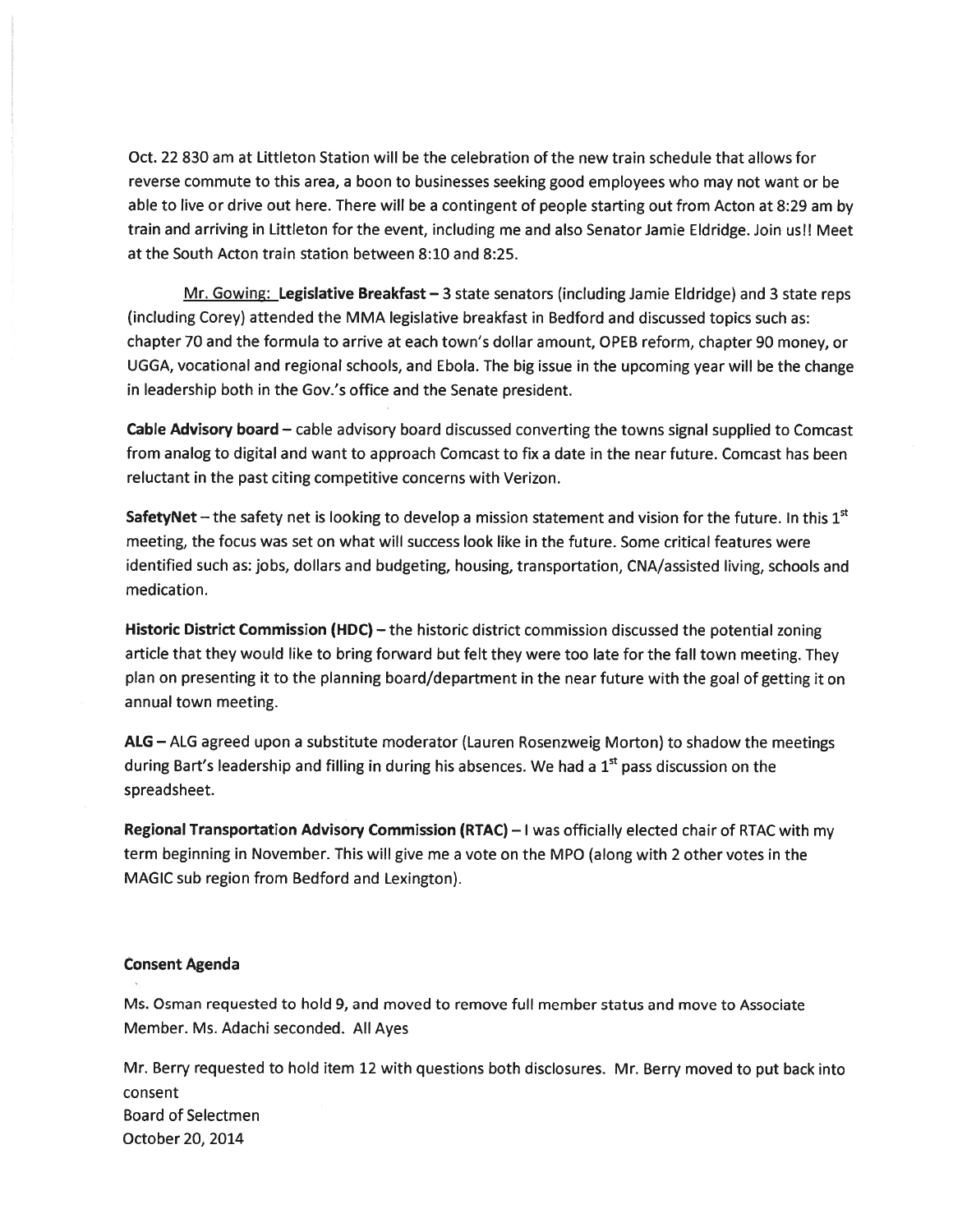Oct. 22 830 am at Littleton Station will be the celebration of the new train schedule that allows for reverse commute to this area, a boon to businesses seeking good employees who may not want or be able to live or drive out here. There will be a contingent of people starting out from Acton at 8:29 am by train and arriving in Littleton for the event, including me and also Senator Jamie Eldridge. Join us!! Meet at the South Acton train station between 8:10 and 8:25.

Mr. Gowing: **Legislative Breakfast** – 3 state senators (including Jamie Eldridge) and 3 state reps (including Corey) attended the MMA legislative breakfast in Bedford and discussed topics such as: chapter 70 and the formula to arrive at each town's dollar amount, OPEB reform, chapter 90 money, or UGGA, vocational and regional schools, and Ebola. The big issue in the upcoming year will be the change in leadership both in the Gov.'s office and the Senate president.

**Cable Advisory board** – cable advisory board discussed converting the towns signal supplied to Comcast from analog to digital and want to approach Comcast to fix a date in the near future. Comcast has been reluctant in the past citing competitive concerns with Verizon.

**SafetyNet** – the safety net is looking to develop a mission statement and vision for the future. In this 1st meeting, the focus was set on what will success look like in the future. Some critical features were identified such as: jobs, dollars and budgeting, housing, transportation, CNA/assisted living, schools and medication.

**Historic District Commission (HDC)** – the historic district commission discussed the potential zoning article that they would like to bring forward but felt they were too late for the fall town meeting. They plan on presenting it to the planning board/department in the near future with the goal of getting it on annual town meeting.

**ALG** – ALG agreed upon a substitute moderator (Lauren Rosenzweig Morton) to shadow the meetings during Bart's leadership and filling in during his absences. We had a 1st pass discussion on the spreadsheet.

**Regional Transportation Advisory Commission (RTAC)** – I was officially elected chair of RTAC with my term beginning in November. This will give me a vote on the MPO (along with 2 other votes in the MAGIC sub region from Bedford and Lexington).

**Consent Agenda**

Ms. Osman requested to hold 9, and moved to remove full member status and move to Associate Member. Ms. Adachi seconded. All Ayes

Mr. Berry requested to hold item 12 with questions both disclosures. Mr. Berry moved to put back into consent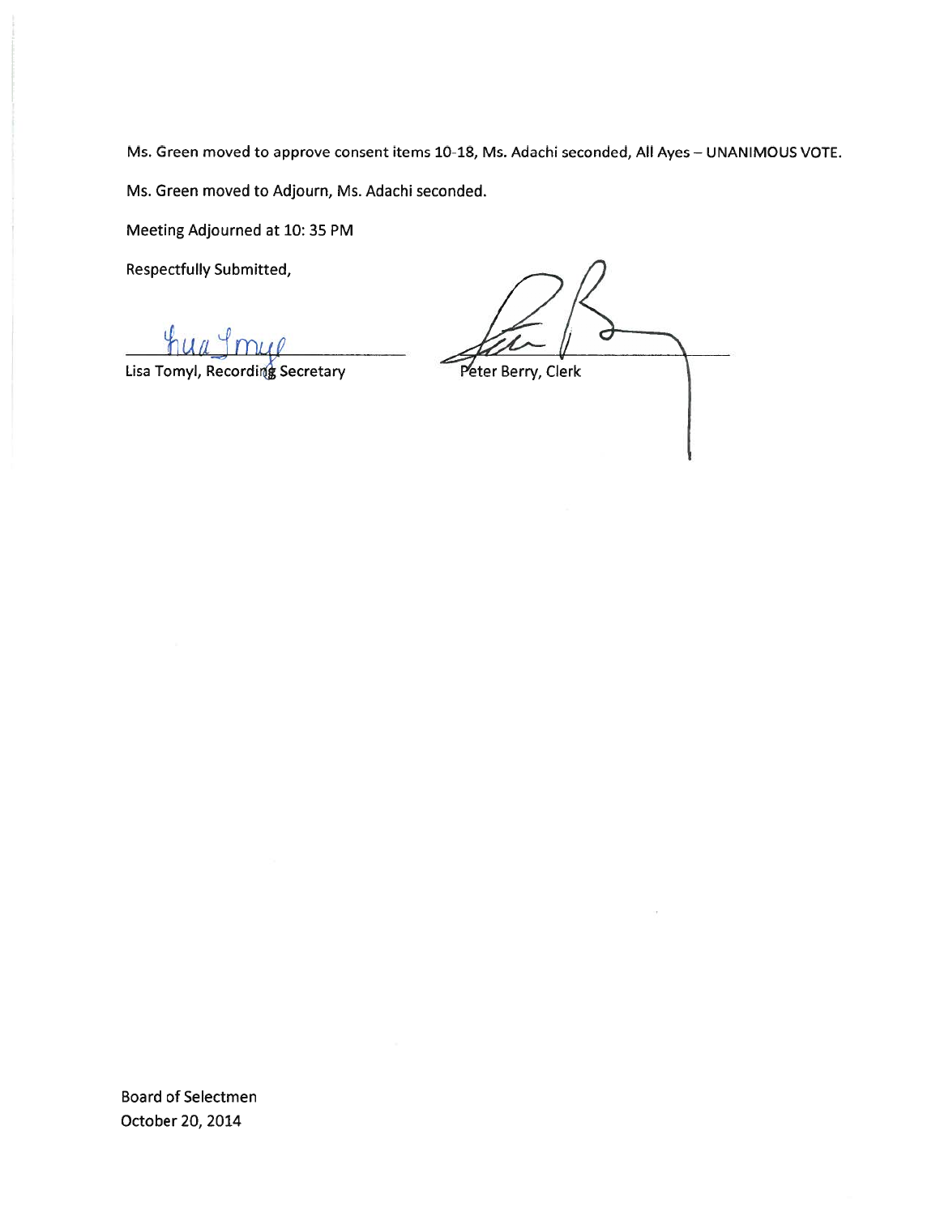Ms. Green moved to approve consent items 10-18, Ms. Adachi seconded, All Ayes – UNANIMOUS VOTE.

Ms. Green moved to Adjourn, Ms. Adachi seconded.

Meeting Adjourned at 10: 35 PM

Respectfully Submitted,

Lisa Tomyl, Recording Secretary

Peter Berry, Clerk

Board of Selectmen
October 20, 2014